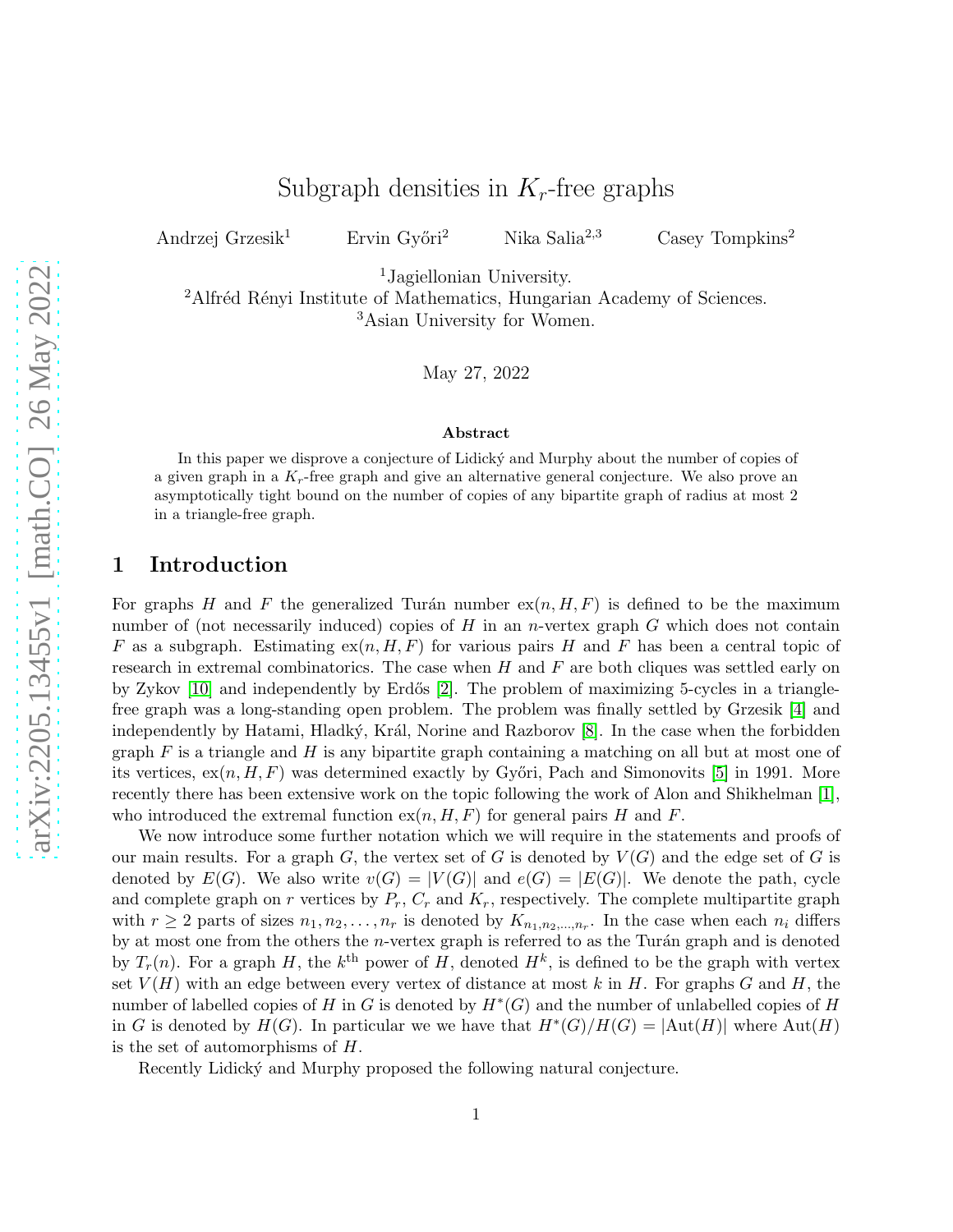# Subgraph densities in $K_r$-free graphs

Andrzej Grzesik[1] Ervin Győri[2] Nika Salia[2,3] Casey Tompkins[2]

[1]Jagiellonian University.
[2]Alfréd Rényi Institute of Mathematics, Hungarian Academy of Sciences.
[3]Asian University for Women.

May 27, 2022

### Abstract

In this paper we disprove a conjecture of Lidický and Murphy about the number of copies of a given graph in a $K_r$-free graph and give an alternative general conjecture. We also prove an asymptotically tight bound on the number of copies of any bipartite graph of radius at most 2 in a triangle-free graph.

## 1 Introduction

For graphs $H$ and $F$ the generalized Turán number $\text{ex}(n, H, F)$ is defined to be the maximum number of (not necessarily induced) copies of $H$ in an $n$-vertex graph $G$ which does not contain $F$ as a subgraph. Estimating $\text{ex}(n, H, F)$ for various pairs $H$ and $F$ has been a central topic of research in extremal combinatorics. The case when $H$ and $F$ are both cliques was settled early on by Zykov [10] and independently by Erdős [2]. The problem of maximizing 5-cycles in a triangle-free graph was a long-standing open problem. The problem was finally settled by Grzesik [4] and independently by Hatami, Hladký, Král, Norine and Razborov [8]. In the case when the forbidden graph $F$ is a triangle and $H$ is any bipartite graph containing a matching on all but at most one of its vertices, $\text{ex}(n, H, F)$ was determined exactly by Győri, Pach and Simonovits [5] in 1991. More recently there has been extensive work on the topic following the work of Alon and Shikhelman [1], who introduced the extremal function $\text{ex}(n, H, F)$ for general pairs $H$ and $F$.

We now introduce some further notation which we will require in the statements and proofs of our main results. For a graph $G$, the vertex set of $G$ is denoted by $V(G)$ and the edge set of $G$ is denoted by $E(G)$. We also write $v(G) = |V(G)|$ and $e(G) = |E(G)|$. We denote the path, cycle and complete graph on $r$ vertices by $P_r$, $C_r$ and $K_r$, respectively. The complete multipartite graph with $r \geq 2$ parts of sizes $n_1, n_2, \ldots, n_r$ is denoted by $K_{n_1,n_2,\ldots,n_r}$. In the case when each $n_i$ differs by at most one from the others the $n$-vertex graph is referred to as the Turán graph and is denoted by $T_r(n)$. For a graph $H$, the $k^{\text{th}}$ power of $H$, denoted $H^k$, is defined to be the graph with vertex set $V(H)$ with an edge between every vertex of distance at most $k$ in $H$. For graphs $G$ and $H$, the number of labelled copies of $H$ in $G$ is denoted by $H^*(G)$ and the number of unlabelled copies of $H$ in $G$ is denoted by $H(G)$. In particular we we have that $H^*(G)/H(G) = |\text{Aut}(H)|$ where $\text{Aut}(H)$ is the set of automorphisms of $H$.

Recently Lidický and Murphy proposed the following natural conjecture.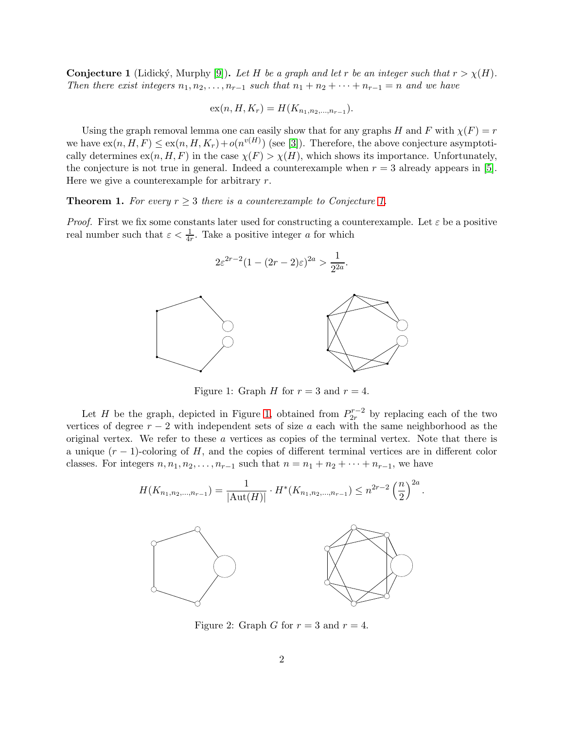**Conjecture 1** (Lidický, Murphy [9])**.** *Let $H$ be a graph and let $r$ be an integer such that $r > \chi(H)$. Then there exist integers $n_1, n_2, \dots, n_{r-1}$ such that $n_1 + n_2 + \cdots + n_{r-1} = n$ and we have*

$$\mathrm{ex}(n, H, K_r) = H(K_{n_1,n_2,\dots,n_{r-1}}).$$

Using the graph removal lemma one can easily show that for any graphs $H$ and $F$ with $\chi(F) = r$ we have $\mathrm{ex}(n, H, F) \le \mathrm{ex}(n, H, K_r) + o(n^{v(H)})$ (see [3]). Therefore, the above conjecture asymptotically determines $\mathrm{ex}(n, H, F)$ in the case $\chi(F) > \chi(H)$, which shows its importance. Unfortunately, the conjecture is not true in general. Indeed a counterexample when $r = 3$ already appears in [5]. Here we give a counterexample for arbitrary $r$.

**Theorem 1.** *For every $r \ge 3$ there is a counterexample to Conjecture 1.*

*Proof.* First we fix some constants later used for constructing a counterexample. Let $\varepsilon$ be a positive real number such that $\varepsilon < \frac{1}{4r}$. Take a positive integer $a$ for which

$$2\varepsilon^{2r-2}(1 - (2r-2)\varepsilon)^{2a} > \frac{1}{2^{2a}}.$$

Figure 1: Graph $H$ for $r = 3$ and $r = 4$.

Let $H$ be the graph, depicted in Figure 1, obtained from $P_{2r}^{r-2}$ by replacing each of the two vertices of degree $r - 2$ with independent sets of size $a$ each with the same neighborhood as the original vertex. We refer to these $a$ vertices as copies of the terminal vertex. Note that there is a unique $(r-1)$-coloring of $H$, and the copies of different terminal vertices are in different color classes. For integers $n, n_1, n_2, \dots, n_{r-1}$ such that $n = n_1 + n_2 + \cdots + n_{r-1}$, we have

$$H(K_{n_1,n_2,\dots,n_{r-1}}) = \frac{1}{|\mathrm{Aut}(H)|} \cdot H^*(K_{n_1,n_2,\dots,n_{r-1}}) \le n^{2r-2} \left(\frac{n}{2}\right)^{2a}.$$

Figure 2: Graph $G$ for $r = 3$ and $r = 4$.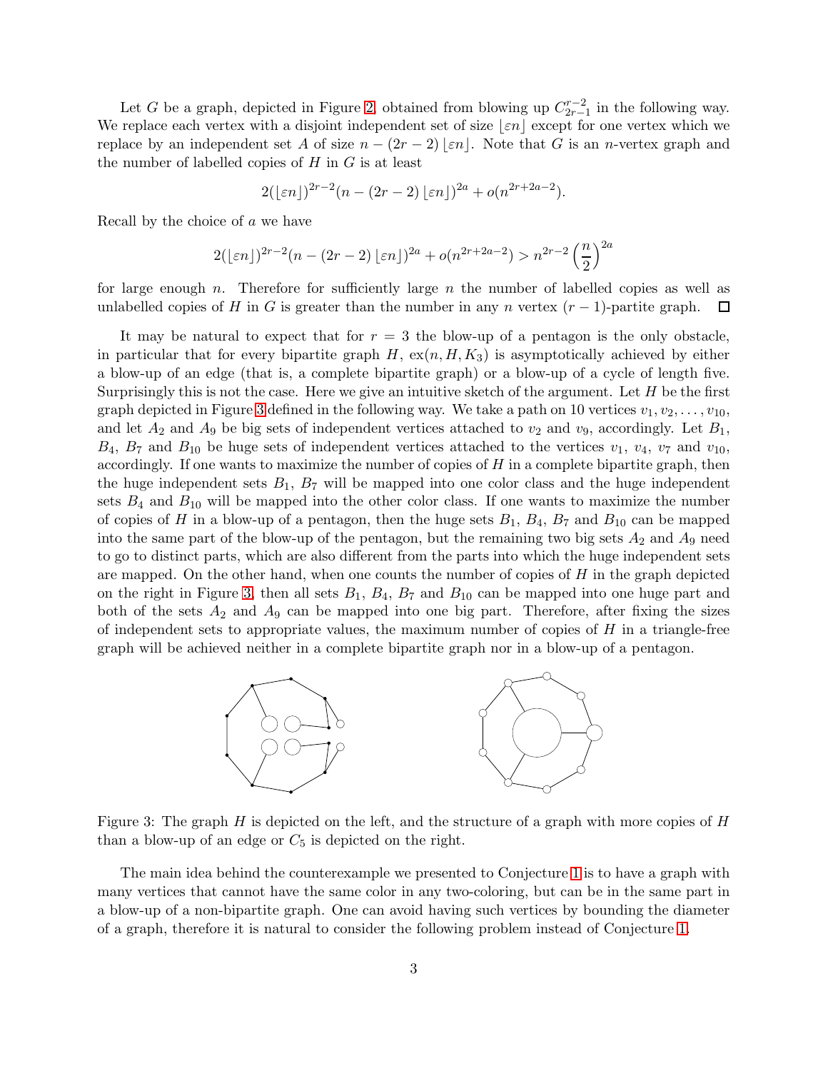Let $G$ be a graph, depicted in Figure 2, obtained from blowing up $C_{2r-1}^{r-2}$ in the following way. We replace each vertex with a disjoint independent set of size $\lfloor \varepsilon n \rfloor$ except for one vertex which we replace by an independent set $A$ of size $n - (2r-2)\lfloor \varepsilon n \rfloor$. Note that $G$ is an $n$-vertex graph and the number of labelled copies of $H$ in $G$ is at least

$$2(\lfloor \varepsilon n \rfloor)^{2r-2}(n - (2r-2)\lfloor \varepsilon n \rfloor)^{2a} + o(n^{2r+2a-2}).$$

Recall by the choice of $a$ we have

$$2(\lfloor \varepsilon n \rfloor)^{2r-2}(n - (2r-2)\lfloor \varepsilon n \rfloor)^{2a} + o(n^{2r+2a-2}) > n^{2r-2}\left(\frac{n}{2}\right)^{2a}$$

for large enough $n$. Therefore for sufficiently large $n$ the number of labelled copies as well as unlabelled copies of $H$ in $G$ is greater than the number in any $n$ vertex $(r-1)$-partite graph. $\square$

It may be natural to expect that for $r = 3$ the blow-up of a pentagon is the only obstacle, in particular that for every bipartite graph $H$, $\mathrm{ex}(n, H, K_3)$ is asymptotically achieved by either a blow-up of an edge (that is, a complete bipartite graph) or a blow-up of a cycle of length five. Surprisingly this is not the case. Here we give an intuitive sketch of the argument. Let $H$ be the first graph depicted in Figure 3 defined in the following way. We take a path on 10 vertices $v_1, v_2, \ldots, v_{10}$, and let $A_2$ and $A_9$ be big sets of independent vertices attached to $v_2$ and $v_9$, accordingly. Let $B_1$, $B_4$, $B_7$ and $B_{10}$ be huge sets of independent vertices attached to the vertices $v_1$, $v_4$, $v_7$ and $v_{10}$, accordingly. If one wants to maximize the number of copies of $H$ in a complete bipartite graph, then the huge independent sets $B_1$, $B_7$ will be mapped into one color class and the huge independent sets $B_4$ and $B_{10}$ will be mapped into the other color class. If one wants to maximize the number of copies of $H$ in a blow-up of a pentagon, then the huge sets $B_1$, $B_4$, $B_7$ and $B_{10}$ can be mapped into the same part of the blow-up of the pentagon, but the remaining two big sets $A_2$ and $A_9$ need to go to distinct parts, which are also different from the parts into which the huge independent sets are mapped. On the other hand, when one counts the number of copies of $H$ in the graph depicted on the right in Figure 3, then all sets $B_1$, $B_4$, $B_7$ and $B_{10}$ can be mapped into one huge part and both of the sets $A_2$ and $A_9$ can be mapped into one big part. Therefore, after fixing the sizes of independent sets to appropriate values, the maximum number of copies of $H$ in a triangle-free graph will be achieved neither in a complete bipartite graph nor in a blow-up of a pentagon.

Figure 3: The graph $H$ is depicted on the left, and the structure of a graph with more copies of $H$ than a blow-up of an edge or $C_5$ is depicted on the right.

The main idea behind the counterexample we presented to Conjecture 1 is to have a graph with many vertices that cannot have the same color in any two-coloring, but can be in the same part in a blow-up of a non-bipartite graph. One can avoid having such vertices by bounding the diameter of a graph, therefore it is natural to consider the following problem instead of Conjecture 1.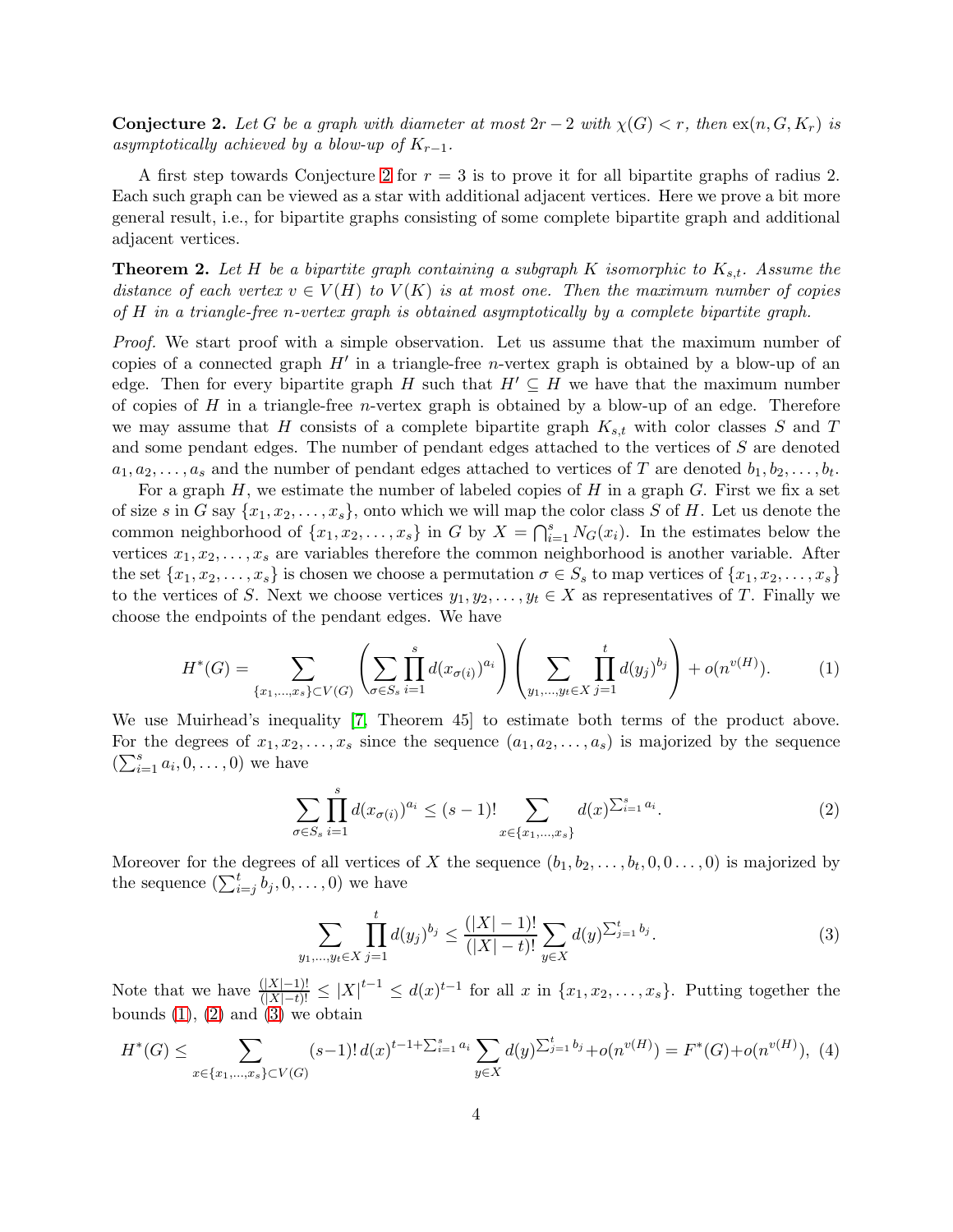**Conjecture 2.** *Let $G$ be a graph with diameter at most $2r-2$ with $\chi(G) < r$, then $\mathrm{ex}(n, G, K_r)$ is asymptotically achieved by a blow-up of $K_{r-1}$.*

A first step towards Conjecture 2 for $r = 3$ is to prove it for all bipartite graphs of radius 2. Each such graph can be viewed as a star with additional adjacent vertices. Here we prove a bit more general result, i.e., for bipartite graphs consisting of some complete bipartite graph and additional adjacent vertices.

**Theorem 2.** *Let $H$ be a bipartite graph containing a subgraph $K$ isomorphic to $K_{s,t}$. Assume the distance of each vertex $v \in V(H)$ to $V(K)$ is at most one. Then the maximum number of copies of $H$ in a triangle-free $n$-vertex graph is obtained asymptotically by a complete bipartite graph.*

*Proof.* We start proof with a simple observation. Let us assume that the maximum number of copies of a connected graph $H'$ in a triangle-free $n$-vertex graph is obtained by a blow-up of an edge. Then for every bipartite graph $H$ such that $H' \subseteq H$ we have that the maximum number of copies of $H$ in a triangle-free $n$-vertex graph is obtained by a blow-up of an edge. Therefore we may assume that $H$ consists of a complete bipartite graph $K_{s,t}$ with color classes $S$ and $T$ and some pendant edges. The number of pendant edges attached to the vertices of $S$ are denoted $a_1, a_2, \ldots, a_s$ and the number of pendant edges attached to vertices of $T$ are denoted $b_1, b_2, \ldots, b_t$.

For a graph $H$, we estimate the number of labeled copies of $H$ in a graph $G$. First we fix a set of size $s$ in $G$ say $\{x_1, x_2, \ldots, x_s\}$, onto which we will map the color class $S$ of $H$. Let us denote the common neighborhood of $\{x_1, x_2, \ldots, x_s\}$ in $G$ by $X = \bigcap_{i=1}^{s} N_G(x_i)$. In the estimates below the vertices $x_1, x_2, \ldots, x_s$ are variables therefore the common neighborhood is another variable. After the set $\{x_1, x_2, \ldots, x_s\}$ is chosen we choose a permutation $\sigma \in S_s$ to map vertices of $\{x_1, x_2, \ldots, x_s\}$ to the vertices of $S$. Next we choose vertices $y_1, y_2, \ldots, y_t \in X$ as representatives of $T$. Finally we choose the endpoints of the pendant edges. We have

$$H^*(G) = \sum_{\{x_1,\ldots,x_s\} \subset V(G)} \left( \sum_{\sigma \in S_s} \prod_{i=1}^{s} d(x_{\sigma(i)})^{a_i} \right) \left( \sum_{y_1,\ldots,y_t \in X} \prod_{j=1}^{t} d(y_j)^{b_j} \right) + o(n^{v(H)}). \tag{1}$$

We use Muirhead's inequality [7, Theorem 45] to estimate both terms of the product above. For the degrees of $x_1, x_2, \ldots, x_s$ since the sequence $(a_1, a_2, \ldots, a_s)$ is majorized by the sequence $(\sum_{i=1}^{s} a_i, 0, \ldots, 0)$ we have

$$\sum_{\sigma \in S_s} \prod_{i=1}^{s} d(x_{\sigma(i)})^{a_i} \leq (s-1)! \sum_{x \in \{x_1,\ldots,x_s\}} d(x)^{\sum_{i=1}^{s} a_i}. \tag{2}$$

Moreover for the degrees of all vertices of $X$ the sequence $(b_1, b_2, \ldots, b_t, 0, 0 \ldots, 0)$ is majorized by the sequence $(\sum_{i=j}^{t} b_j, 0, \ldots, 0)$ we have

$$\sum_{y_1,\ldots,y_t \in X} \prod_{j=1}^{t} d(y_j)^{b_j} \leq \frac{(|X|-1)!}{(|X|-t)!} \sum_{y \in X} d(y)^{\sum_{j=1}^{t} b_j}. \tag{3}$$

Note that we have $\frac{(|X|-1)!}{(|X|-t)!} \leq |X|^{t-1} \leq d(x)^{t-1}$ for all $x$ in $\{x_1, x_2, \ldots, x_s\}$. Putting together the bounds (1), (2) and (3) we obtain

$$H^*(G) \leq \sum_{x \in \{x_1,\ldots,x_s\} \subset V(G)} (s-1)!\, d(x)^{t-1+\sum_{i=1}^{s} a_i} \sum_{y \in X} d(y)^{\sum_{j=1}^{t} b_j} + o(n^{v(H)}) = F^*(G) + o(n^{v(H)}), \tag{4}$$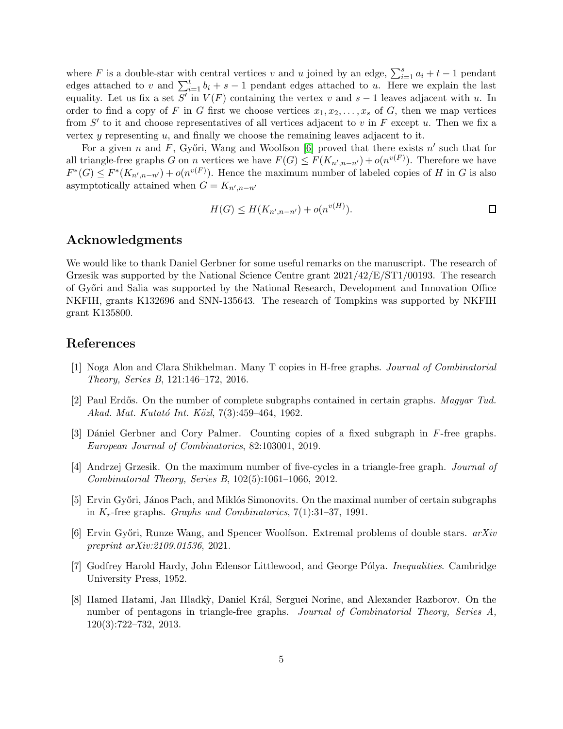where $F$ is a double-star with central vertices $v$ and $u$ joined by an edge, $\sum_{i=1}^{s} a_i + t - 1$ pendant edges attached to $v$ and $\sum_{i=1}^{t} b_i + s - 1$ pendant edges attached to $u$. Here we explain the last equality. Let us fix a set $S'$ in $V(F)$ containing the vertex $v$ and $s-1$ leaves adjacent with $u$. In order to find a copy of $F$ in $G$ first we choose vertices $x_1, x_2, \ldots, x_s$ of $G$, then we map vertices from $S'$ to it and choose representatives of all vertices adjacent to $v$ in $F$ except $u$. Then we fix a vertex $y$ representing $u$, and finally we choose the remaining leaves adjacent to it.

For a given $n$ and $F$, Győri, Wang and Woolfson [6] proved that there exists $n'$ such that for all triangle-free graphs $G$ on $n$ vertices we have $F(G) \le F(K_{n',n-n'}) + o(n^{v(F)})$. Therefore we have $F^*(G) \le F^*(K_{n',n-n'}) + o(n^{v(F)})$. Hence the maximum number of labeled copies of $H$ in $G$ is also asymptotically attained when $G = K_{n',n-n'}$

$$H(G) \le H(K_{n',n-n'}) + o(n^{v(H)}).$$

□

## Acknowledgments

We would like to thank Daniel Gerbner for some useful remarks on the manuscript. The research of Grzesik was supported by the National Science Centre grant 2021/42/E/ST1/00193. The research of Győri and Salia was supported by the National Research, Development and Innovation Office NKFIH, grants K132696 and SNN-135643. The research of Tompkins was supported by NKFIH grant K135800.

## References

[1] Noga Alon and Clara Shikhelman. Many T copies in H-free graphs. *Journal of Combinatorial Theory, Series B*, 121:146–172, 2016.

[2] Paul Erdős. On the number of complete subgraphs contained in certain graphs. *Magyar Tud. Akad. Mat. Kutató Int. Közl*, 7(3):459–464, 1962.

[3] Dániel Gerbner and Cory Palmer. Counting copies of a fixed subgraph in $F$-free graphs. *European Journal of Combinatorics*, 82:103001, 2019.

[4] Andrzej Grzesik. On the maximum number of five-cycles in a triangle-free graph. *Journal of Combinatorial Theory, Series B*, 102(5):1061–1066, 2012.

[5] Ervin Győri, János Pach, and Miklós Simonovits. On the maximal number of certain subgraphs in $K_r$-free graphs. *Graphs and Combinatorics*, 7(1):31–37, 1991.

[6] Ervin Győri, Runze Wang, and Spencer Woolfson. Extremal problems of double stars. *arXiv preprint arXiv:2109.01536*, 2021.

[7] Godfrey Harold Hardy, John Edensor Littlewood, and George Pólya. *Inequalities*. Cambridge University Press, 1952.

[8] Hamed Hatami, Jan Hladkỳ, Daniel Král, Serguei Norine, and Alexander Razborov. On the number of pentagons in triangle-free graphs. *Journal of Combinatorial Theory, Series A*, 120(3):722–732, 2013.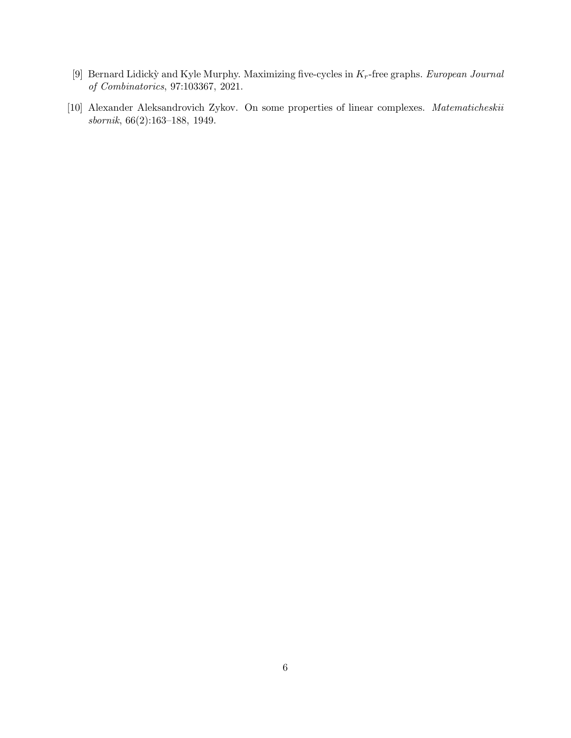[9] Bernard Lidický and Kyle Murphy. Maximizing five-cycles in $K_r$-free graphs. *European Journal of Combinatorics*, 97:103367, 2021.

[10] Alexander Aleksandrovich Zykov. On some properties of linear complexes. *Matematicheskii sbornik*, 66(2):163–188, 1949.